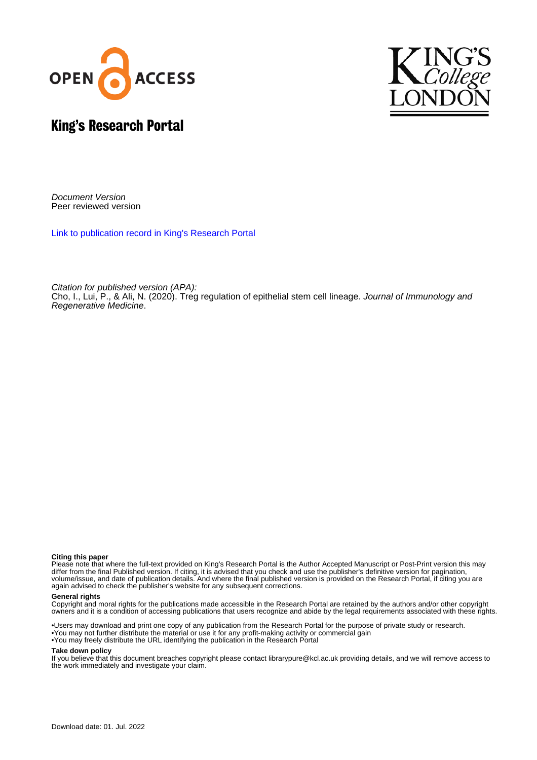OPEN ACCESS

KING'S College LONDON

# King's Research Portal

*Document Version*
Peer reviewed version

Link to publication record in King's Research Portal

*Citation for published version (APA):*
Cho, I., Lui, P., & Ali, N. (2020). Treg regulation of epithelial stem cell lineage. *Journal of Immunology and Regenerative Medicine*.

**Citing this paper**
Please note that where the full-text provided on King's Research Portal is the Author Accepted Manuscript or Post-Print version this may differ from the final Published version. If citing, it is advised that you check and use the publisher's definitive version for pagination, volume/issue, and date of publication details. And where the final published version is provided on the Research Portal, if citing you are again advised to check the publisher's website for any subsequent corrections.

**General rights**
Copyright and moral rights for the publications made accessible in the Research Portal are retained by the authors and/or other copyright owners and it is a condition of accessing publications that users recognize and abide by the legal requirements associated with these rights.

•Users may download and print one copy of any publication from the Research Portal for the purpose of private study or research.
•You may not further distribute the material or use it for any profit-making activity or commercial gain
•You may freely distribute the URL identifying the publication in the Research Portal

**Take down policy**
If you believe that this document breaches copyright please contact librarypure@kcl.ac.uk providing details, and we will remove access to the work immediately and investigate your claim.

Download date: 01. Jul. 2022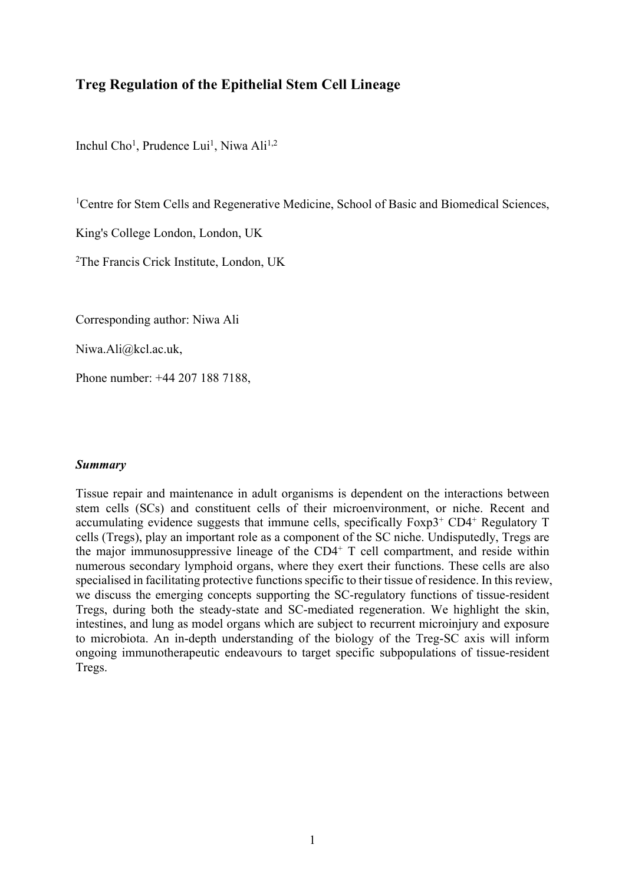# Treg Regulation of the Epithelial Stem Cell Lineage

Inchul Cho[1], Prudence Lui[1], Niwa Ali[1,2]

[1]Centre for Stem Cells and Regenerative Medicine, School of Basic and Biomedical Sciences, King's College London, London, UK

[2]The Francis Crick Institute, London, UK

Corresponding author: Niwa Ali

Niwa.Ali@kcl.ac.uk,

Phone number: +44 207 188 7188,

***Summary***

Tissue repair and maintenance in adult organisms is dependent on the interactions between stem cells (SCs) and constituent cells of their microenvironment, or niche. Recent and accumulating evidence suggests that immune cells, specifically Foxp3$^{+}$ CD4$^{+}$ Regulatory T cells (Tregs), play an important role as a component of the SC niche. Undisputedly, Tregs are the major immunosuppressive lineage of the CD4$^{+}$ T cell compartment, and reside within numerous secondary lymphoid organs, where they exert their functions. These cells are also specialised in facilitating protective functions specific to their tissue of residence. In this review, we discuss the emerging concepts supporting the SC-regulatory functions of tissue-resident Tregs, during both the steady-state and SC-mediated regeneration. We highlight the skin, intestines, and lung as model organs which are subject to recurrent microinjury and exposure to microbiota. An in-depth understanding of the biology of the Treg-SC axis will inform ongoing immunotherapeutic endeavours to target specific subpopulations of tissue-resident Tregs.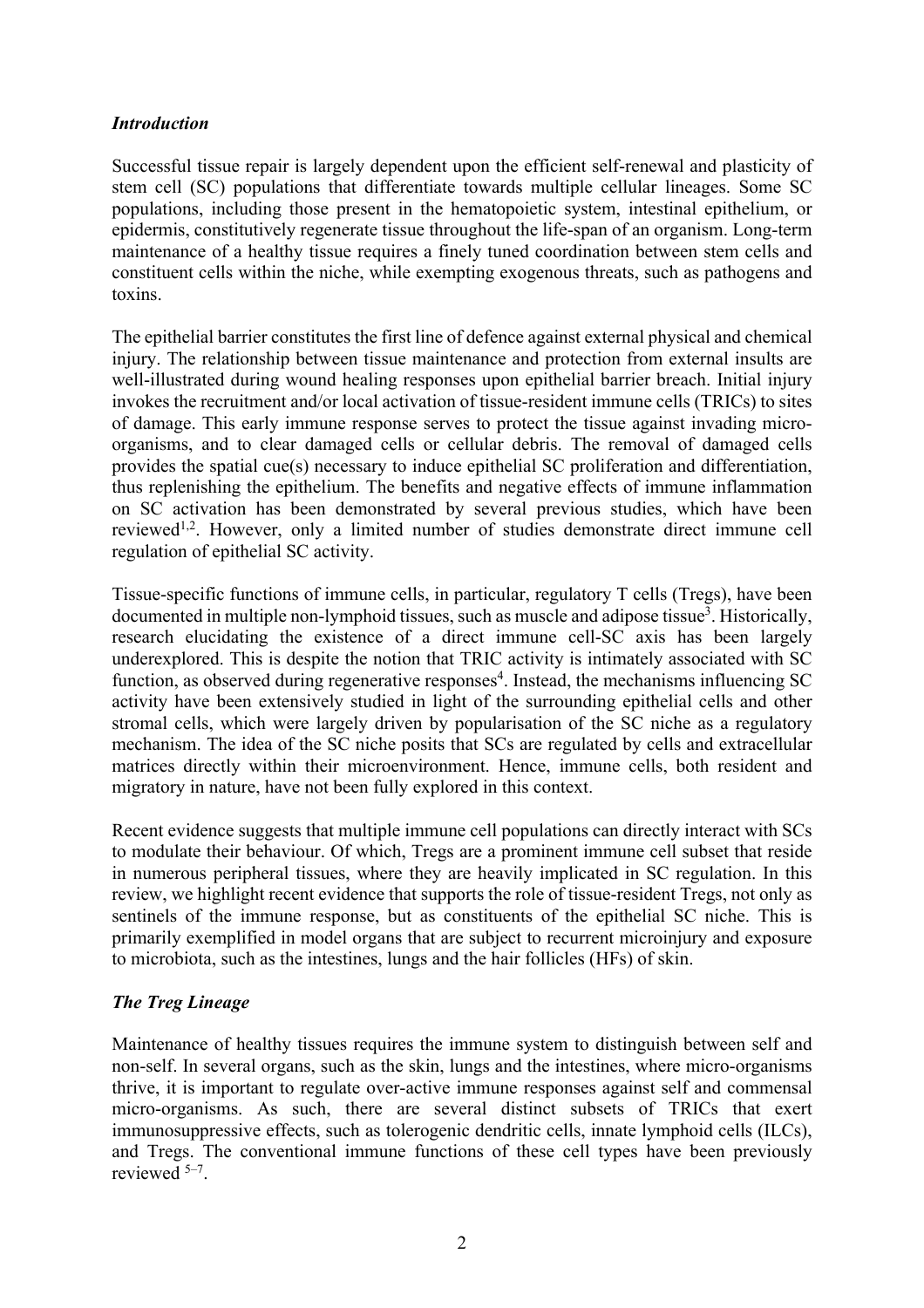### *Introduction*

Successful tissue repair is largely dependent upon the efficient self-renewal and plasticity of stem cell (SC) populations that differentiate towards multiple cellular lineages. Some SC populations, including those present in the hematopoietic system, intestinal epithelium, or epidermis, constitutively regenerate tissue throughout the life-span of an organism. Long-term maintenance of a healthy tissue requires a finely tuned coordination between stem cells and constituent cells within the niche, while exempting exogenous threats, such as pathogens and toxins.

The epithelial barrier constitutes the first line of defence against external physical and chemical injury. The relationship between tissue maintenance and protection from external insults are well-illustrated during wound healing responses upon epithelial barrier breach. Initial injury invokes the recruitment and/or local activation of tissue-resident immune cells (TRICs) to sites of damage. This early immune response serves to protect the tissue against invading micro-organisms, and to clear damaged cells or cellular debris. The removal of damaged cells provides the spatial cue(s) necessary to induce epithelial SC proliferation and differentiation, thus replenishing the epithelium. The benefits and negative effects of immune inflammation on SC activation has been demonstrated by several previous studies, which have been reviewed[1,2]. However, only a limited number of studies demonstrate direct immune cell regulation of epithelial SC activity.

Tissue-specific functions of immune cells, in particular, regulatory T cells (Tregs), have been documented in multiple non-lymphoid tissues, such as muscle and adipose tissue[3]. Historically, research elucidating the existence of a direct immune cell-SC axis has been largely underexplored. This is despite the notion that TRIC activity is intimately associated with SC function, as observed during regenerative responses[4]. Instead, the mechanisms influencing SC activity have been extensively studied in light of the surrounding epithelial cells and other stromal cells, which were largely driven by popularisation of the SC niche as a regulatory mechanism. The idea of the SC niche posits that SCs are regulated by cells and extracellular matrices directly within their microenvironment. Hence, immune cells, both resident and migratory in nature, have not been fully explored in this context.

Recent evidence suggests that multiple immune cell populations can directly interact with SCs to modulate their behaviour. Of which, Tregs are a prominent immune cell subset that reside in numerous peripheral tissues, where they are heavily implicated in SC regulation. In this review, we highlight recent evidence that supports the role of tissue-resident Tregs, not only as sentinels of the immune response, but as constituents of the epithelial SC niche. This is primarily exemplified in model organs that are subject to recurrent microinjury and exposure to microbiota, such as the intestines, lungs and the hair follicles (HFs) of skin.

### *The Treg Lineage*

Maintenance of healthy tissues requires the immune system to distinguish between self and non-self. In several organs, such as the skin, lungs and the intestines, where micro-organisms thrive, it is important to regulate over-active immune responses against self and commensal micro-organisms. As such, there are several distinct subsets of TRICs that exert immunosuppressive effects, such as tolerogenic dendritic cells, innate lymphoid cells (ILCs), and Tregs. The conventional immune functions of these cell types have been previously reviewed [5–7].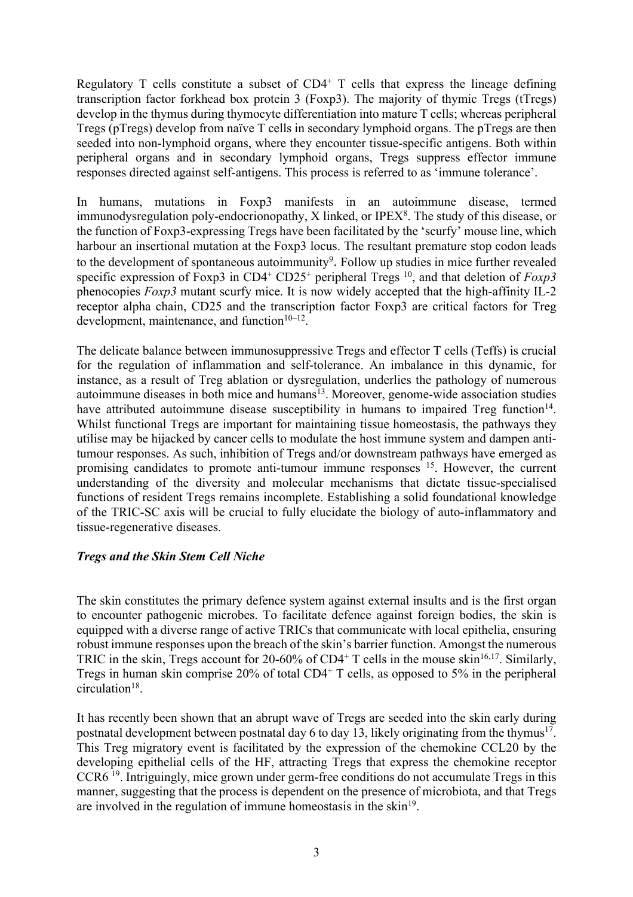Regulatory T cells constitute a subset of CD4⁺ T cells that express the lineage defining transcription factor forkhead box protein 3 (Foxp3). The majority of thymic Tregs (tTregs) develop in the thymus during thymocyte differentiation into mature T cells; whereas peripheral Tregs (pTregs) develop from naïve T cells in secondary lymphoid organs. The pTregs are then seeded into non-lymphoid organs, where they encounter tissue-specific antigens. Both within peripheral organs and in secondary lymphoid organs, Tregs suppress effector immune responses directed against self-antigens. This process is referred to as 'immune tolerance'.

In humans, mutations in Foxp3 manifests in an autoimmune disease, termed immunodysregulation poly-endocrionopathy, X linked, or IPEX[8]. The study of this disease, or the function of Foxp3-expressing Tregs have been facilitated by the 'scurfy' mouse line, which harbour an insertional mutation at the Foxp3 locus. The resultant premature stop codon leads to the development of spontaneous autoimmunity[9]. Follow up studies in mice further revealed specific expression of Foxp3 in CD4⁺ CD25⁺ peripheral Tregs [10], and that deletion of *Foxp3* phenocopies *Foxp3* mutant scurfy mice. It is now widely accepted that the high-affinity IL-2 receptor alpha chain, CD25 and the transcription factor Foxp3 are critical factors for Treg development, maintenance, and function[10–12].

The delicate balance between immunosuppressive Tregs and effector T cells (Teffs) is crucial for the regulation of inflammation and self-tolerance. An imbalance in this dynamic, for instance, as a result of Treg ablation or dysregulation, underlies the pathology of numerous autoimmune diseases in both mice and humans[13]. Moreover, genome-wide association studies have attributed autoimmune disease susceptibility in humans to impaired Treg function[14]. Whilst functional Tregs are important for maintaining tissue homeostasis, the pathways they utilise may be hijacked by cancer cells to modulate the host immune system and dampen anti-tumour responses. As such, inhibition of Tregs and/or downstream pathways have emerged as promising candidates to promote anti-tumour immune responses [15]. However, the current understanding of the diversity and molecular mechanisms that dictate tissue-specialised functions of resident Tregs remains incomplete. Establishing a solid foundational knowledge of the TRIC-SC axis will be crucial to fully elucidate the biology of auto-inflammatory and tissue-regenerative diseases.

### *Tregs and the Skin Stem Cell Niche*

The skin constitutes the primary defence system against external insults and is the first organ to encounter pathogenic microbes. To facilitate defence against foreign bodies, the skin is equipped with a diverse range of active TRICs that communicate with local epithelia, ensuring robust immune responses upon the breach of the skin's barrier function. Amongst the numerous TRIC in the skin, Tregs account for 20-60% of CD4⁺ T cells in the mouse skin[16,17]. Similarly, Tregs in human skin comprise 20% of total CD4⁺ T cells, as opposed to 5% in the peripheral circulation[18].

It has recently been shown that an abrupt wave of Tregs are seeded into the skin early during postnatal development between postnatal day 6 to day 13, likely originating from the thymus[17]. This Treg migratory event is facilitated by the expression of the chemokine CCL20 by the developing epithelial cells of the HF, attracting Tregs that express the chemokine receptor CCR6 [19]. Intriguingly, mice grown under germ-free conditions do not accumulate Tregs in this manner, suggesting that the process is dependent on the presence of microbiota, and that Tregs are involved in the regulation of immune homeostasis in the skin[19].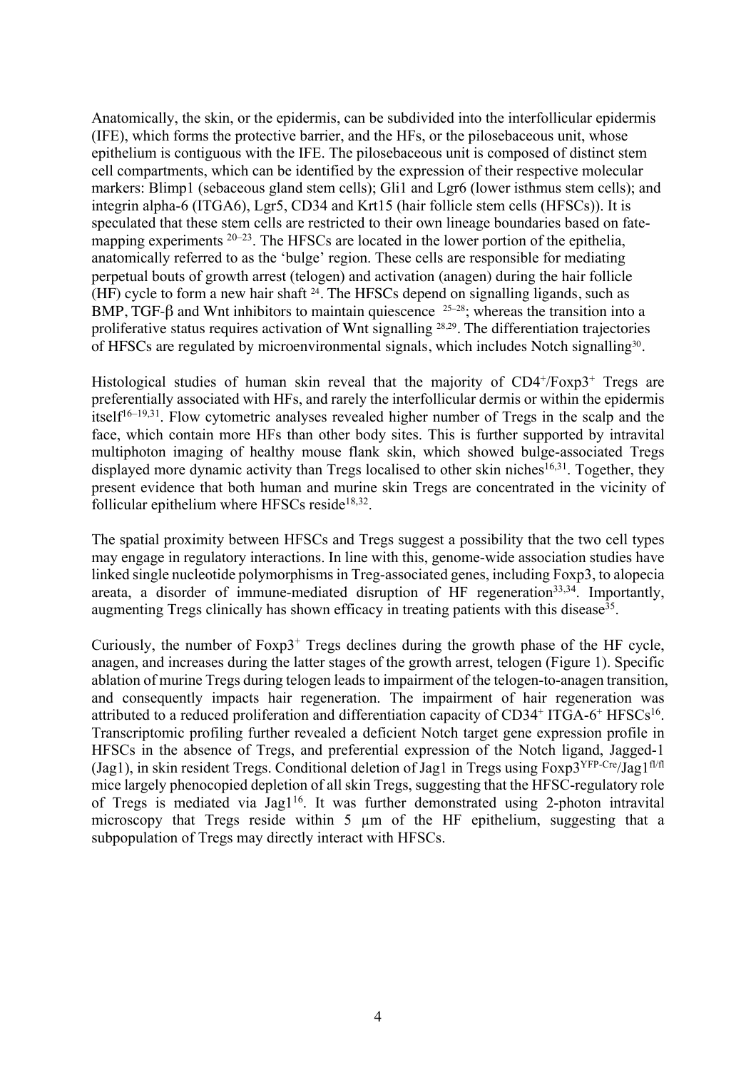Anatomically, the skin, or the epidermis, can be subdivided into the interfollicular epidermis (IFE), which forms the protective barrier, and the HFs, or the pilosebaceous unit, whose epithelium is contiguous with the IFE. The pilosebaceous unit is composed of distinct stem cell compartments, which can be identified by the expression of their respective molecular markers: Blimp1 (sebaceous gland stem cells); Gli1 and Lgr6 (lower isthmus stem cells); and integrin alpha-6 (ITGA6), Lgr5, CD34 and Krt15 (hair follicle stem cells (HFSCs)). It is speculated that these stem cells are restricted to their own lineage boundaries based on fate-mapping experiments [20–23]. The HFSCs are located in the lower portion of the epithelia, anatomically referred to as the 'bulge' region. These cells are responsible for mediating perpetual bouts of growth arrest (telogen) and activation (anagen) during the hair follicle (HF) cycle to form a new hair shaft [24]. The HFSCs depend on signalling ligands, such as BMP, TGF-β and Wnt inhibitors to maintain quiescence [25–28]; whereas the transition into a proliferative status requires activation of Wnt signalling [28,29]. The differentiation trajectories of HFSCs are regulated by microenvironmental signals, which includes Notch signalling[30].

Histological studies of human skin reveal that the majority of $CD4^+$/$Foxp3^+$ Tregs are preferentially associated with HFs, and rarely the interfollicular dermis or within the epidermis itself[16–19,31]. Flow cytometric analyses revealed higher number of Tregs in the scalp and the face, which contain more HFs than other body sites. This is further supported by intravital multiphoton imaging of healthy mouse flank skin, which showed bulge-associated Tregs displayed more dynamic activity than Tregs localised to other skin niches[16,31]. Together, they present evidence that both human and murine skin Tregs are concentrated in the vicinity of follicular epithelium where HFSCs reside[18,32].

The spatial proximity between HFSCs and Tregs suggest a possibility that the two cell types may engage in regulatory interactions. In line with this, genome-wide association studies have linked single nucleotide polymorphisms in Treg-associated genes, including Foxp3, to alopecia areata, a disorder of immune-mediated disruption of HF regeneration[33,34]. Importantly, augmenting Tregs clinically has shown efficacy in treating patients with this disease[35].

Curiously, the number of $Foxp3^+$ Tregs declines during the growth phase of the HF cycle, anagen, and increases during the latter stages of the growth arrest, telogen (Figure 1). Specific ablation of murine Tregs during telogen leads to impairment of the telogen-to-anagen transition, and consequently impacts hair regeneration. The impairment of hair regeneration was attributed to a reduced proliferation and differentiation capacity of $CD34^+$ ITGA-$6^+$ HFSCs[16]. Transcriptomic profiling further revealed a deficient Notch target gene expression profile in HFSCs in the absence of Tregs, and preferential expression of the Notch ligand, Jagged-1 (Jag1), in skin resident Tregs. Conditional deletion of Jag1 in Tregs using $Foxp3^{YFP\text{-}Cre}$/$Jag1^{fl/fl}$ mice largely phenocopied depletion of all skin Tregs, suggesting that the HFSC-regulatory role of Tregs is mediated via Jag1[16]. It was further demonstrated using 2-photon intravital microscopy that Tregs reside within 5 μm of the HF epithelium, suggesting that a subpopulation of Tregs may directly interact with HFSCs.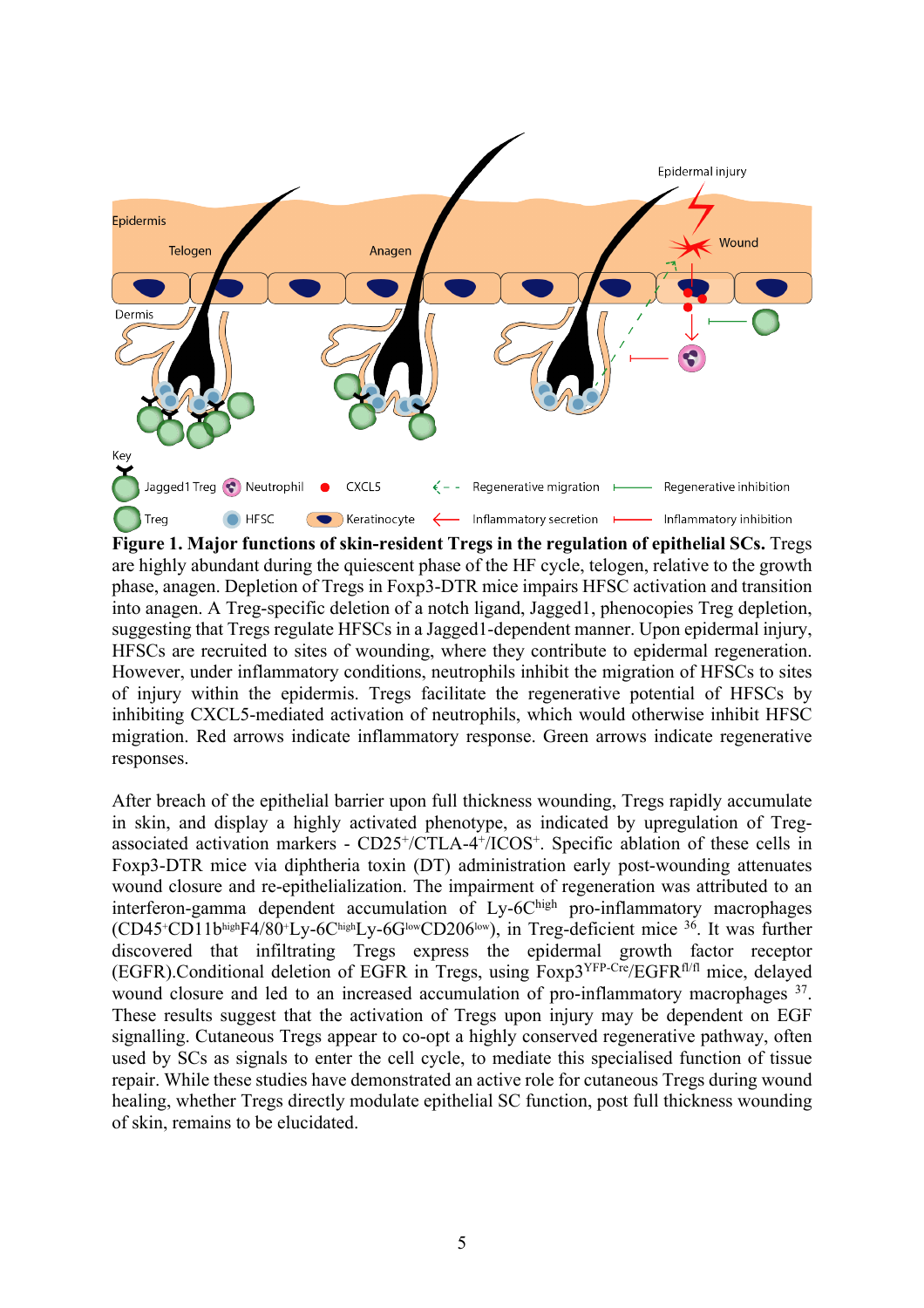**Figure 1. Major functions of skin-resident Tregs in the regulation of epithelial SCs.** Tregs are highly abundant during the quiescent phase of the HF cycle, telogen, relative to the growth phase, anagen. Depletion of Tregs in Foxp3-DTR mice impairs HFSC activation and transition into anagen. A Treg-specific deletion of a notch ligand, Jagged1, phenocopies Treg depletion, suggesting that Tregs regulate HFSCs in a Jagged1-dependent manner. Upon epidermal injury, HFSCs are recruited to sites of wounding, where they contribute to epidermal regeneration. However, under inflammatory conditions, neutrophils inhibit the migration of HFSCs to sites of injury within the epidermis. Tregs facilitate the regenerative potential of HFSCs by inhibiting CXCL5-mediated activation of neutrophils, which would otherwise inhibit HFSC migration. Red arrows indicate inflammatory response. Green arrows indicate regenerative responses.

After breach of the epithelial barrier upon full thickness wounding, Tregs rapidly accumulate in skin, and display a highly activated phenotype, as indicated by upregulation of Treg-associated activation markers - $CD25^{+}/CTLA\text{-}4^{+}/ICOS^{+}$. Specific ablation of these cells in Foxp3-DTR mice via diphtheria toxin (DT) administration early post-wounding attenuates wound closure and re-epithelialization. The impairment of regeneration was attributed to an interferon-gamma dependent accumulation of Ly-$6C^{high}$ pro-inflammatory macrophages ($CD45^{+}CD11b^{high}F4/80^{+}Ly\text{-}6C^{high}Ly\text{-}6G^{low}CD206^{low}$), in Treg-deficient mice [36]. It was further discovered that infiltrating Tregs express the epidermal growth factor receptor (EGFR).Conditional deletion of EGFR in Tregs, using $Foxp3^{YFP\text{-}Cre}/EGFR^{fl/fl}$ mice, delayed wound closure and led to an increased accumulation of pro-inflammatory macrophages [37]. These results suggest that the activation of Tregs upon injury may be dependent on EGF signalling. Cutaneous Tregs appear to co-opt a highly conserved regenerative pathway, often used by SCs as signals to enter the cell cycle, to mediate this specialised function of tissue repair. While these studies have demonstrated an active role for cutaneous Tregs during wound healing, whether Tregs directly modulate epithelial SC function, post full thickness wounding of skin, remains to be elucidated.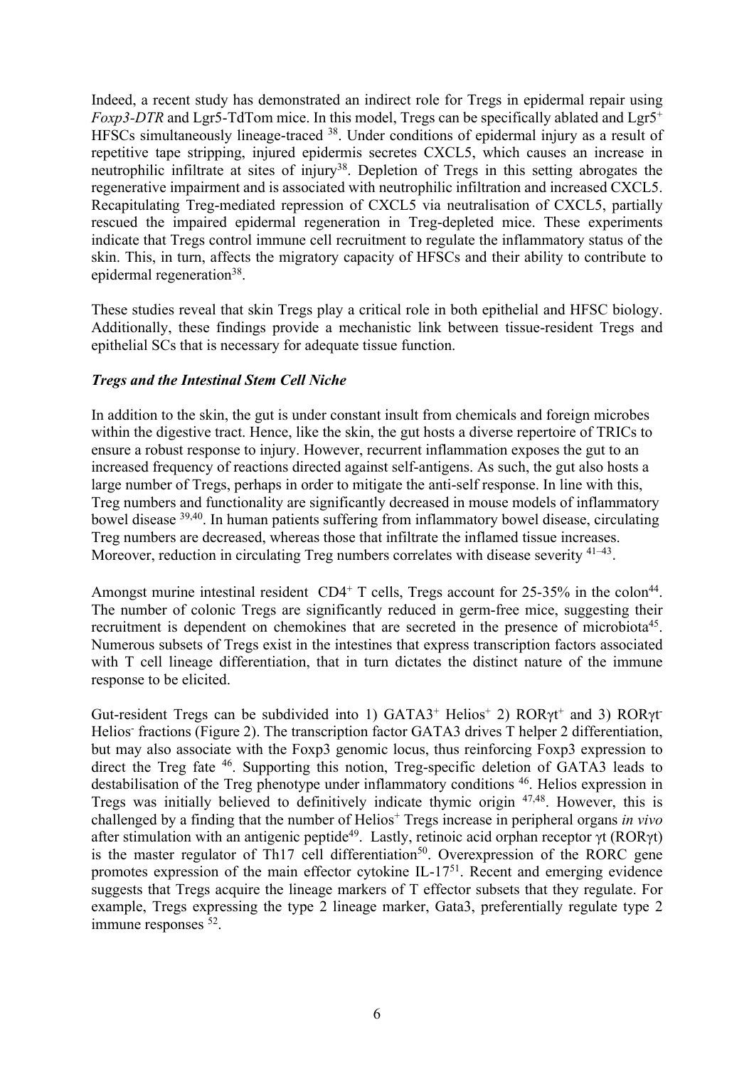Indeed, a recent study has demonstrated an indirect role for Tregs in epidermal repair using *Foxp3-DTR* and Lgr5-TdTom mice. In this model, Tregs can be specifically ablated and Lgr5$^+$ HFSCs simultaneously lineage-traced [38]. Under conditions of epidermal injury as a result of repetitive tape stripping, injured epidermis secretes CXCL5, which causes an increase in neutrophilic infiltrate at sites of injury[38]. Depletion of Tregs in this setting abrogates the regenerative impairment and is associated with neutrophilic infiltration and increased CXCL5. Recapitulating Treg-mediated repression of CXCL5 via neutralisation of CXCL5, partially rescued the impaired epidermal regeneration in Treg-depleted mice. These experiments indicate that Tregs control immune cell recruitment to regulate the inflammatory status of the skin. This, in turn, affects the migratory capacity of HFSCs and their ability to contribute to epidermal regeneration[38].

These studies reveal that skin Tregs play a critical role in both epithelial and HFSC biology. Additionally, these findings provide a mechanistic link between tissue-resident Tregs and epithelial SCs that is necessary for adequate tissue function.

### *Tregs and the Intestinal Stem Cell Niche*

In addition to the skin, the gut is under constant insult from chemicals and foreign microbes within the digestive tract. Hence, like the skin, the gut hosts a diverse repertoire of TRICs to ensure a robust response to injury. However, recurrent inflammation exposes the gut to an increased frequency of reactions directed against self-antigens. As such, the gut also hosts a large number of Tregs, perhaps in order to mitigate the anti-self response. In line with this, Treg numbers and functionality are significantly decreased in mouse models of inflammatory bowel disease [39,40]. In human patients suffering from inflammatory bowel disease, circulating Treg numbers are decreased, whereas those that infiltrate the inflamed tissue increases. Moreover, reduction in circulating Treg numbers correlates with disease severity [41–43].

Amongst murine intestinal resident CD4$^+$ T cells, Tregs account for 25-35% in the colon[44]. The number of colonic Tregs are significantly reduced in germ-free mice, suggesting their recruitment is dependent on chemokines that are secreted in the presence of microbiota[45]. Numerous subsets of Tregs exist in the intestines that express transcription factors associated with T cell lineage differentiation, that in turn dictates the distinct nature of the immune response to be elicited.

Gut-resident Tregs can be subdivided into 1) GATA3$^+$ Helios$^+$ 2) ROR$\gamma$t$^+$ and 3) ROR$\gamma$t$^-$ Helios$^-$ fractions (Figure 2). The transcription factor GATA3 drives T helper 2 differentiation, but may also associate with the Foxp3 genomic locus, thus reinforcing Foxp3 expression to direct the Treg fate [46]. Supporting this notion, Treg-specific deletion of GATA3 leads to destabilisation of the Treg phenotype under inflammatory conditions [46]. Helios expression in Tregs was initially believed to definitively indicate thymic origin [47,48]. However, this is challenged by a finding that the number of Helios$^+$ Tregs increase in peripheral organs *in vivo* after stimulation with an antigenic peptide[49]. Lastly, retinoic acid orphan receptor $\gamma$t (ROR$\gamma$t) is the master regulator of Th17 cell differentiation[50]. Overexpression of the RORC gene promotes expression of the main effector cytokine IL-17[51]. Recent and emerging evidence suggests that Tregs acquire the lineage markers of T effector subsets that they regulate. For example, Tregs expressing the type 2 lineage marker, Gata3, preferentially regulate type 2 immune responses [52].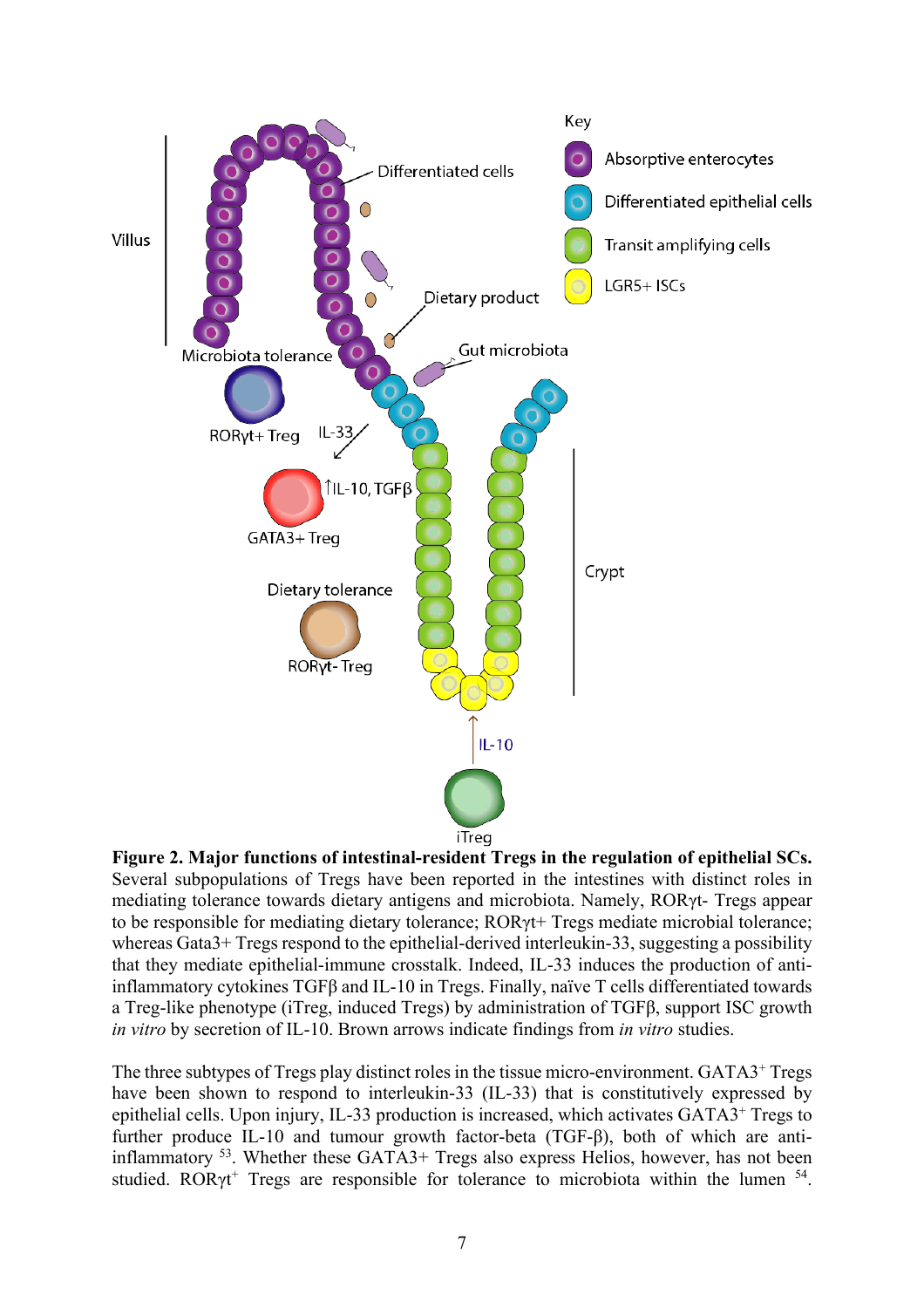**Figure 2. Major functions of intestinal-resident Tregs in the regulation of epithelial SCs.** Several subpopulations of Tregs have been reported in the intestines with distinct roles in mediating tolerance towards dietary antigens and microbiota. Namely, RORγt- Tregs appear to be responsible for mediating dietary tolerance; RORγt+ Tregs mediate microbial tolerance; whereas Gata3+ Tregs respond to the epithelial-derived interleukin-33, suggesting a possibility that they mediate epithelial-immune crosstalk. Indeed, IL-33 induces the production of anti-inflammatory cytokines TGFβ and IL-10 in Tregs. Finally, naïve T cells differentiated towards a Treg-like phenotype (iTreg, induced Tregs) by administration of TGFβ, support ISC growth *in vitro* by secretion of IL-10. Brown arrows indicate findings from *in vitro* studies.

The three subtypes of Tregs play distinct roles in the tissue micro-environment. $GATA3^+$ Tregs have been shown to respond to interleukin-33 (IL-33) that is constitutively expressed by epithelial cells. Upon injury, IL-33 production is increased, which activates $GATA3^+$ Tregs to further produce IL-10 and tumour growth factor-beta (TGF-β), both of which are anti-inflammatory [53]. Whether these GATA3+ Tregs also express Helios, however, has not been studied. $ROR\gamma t^+$ Tregs are responsible for tolerance to microbiota within the lumen [54].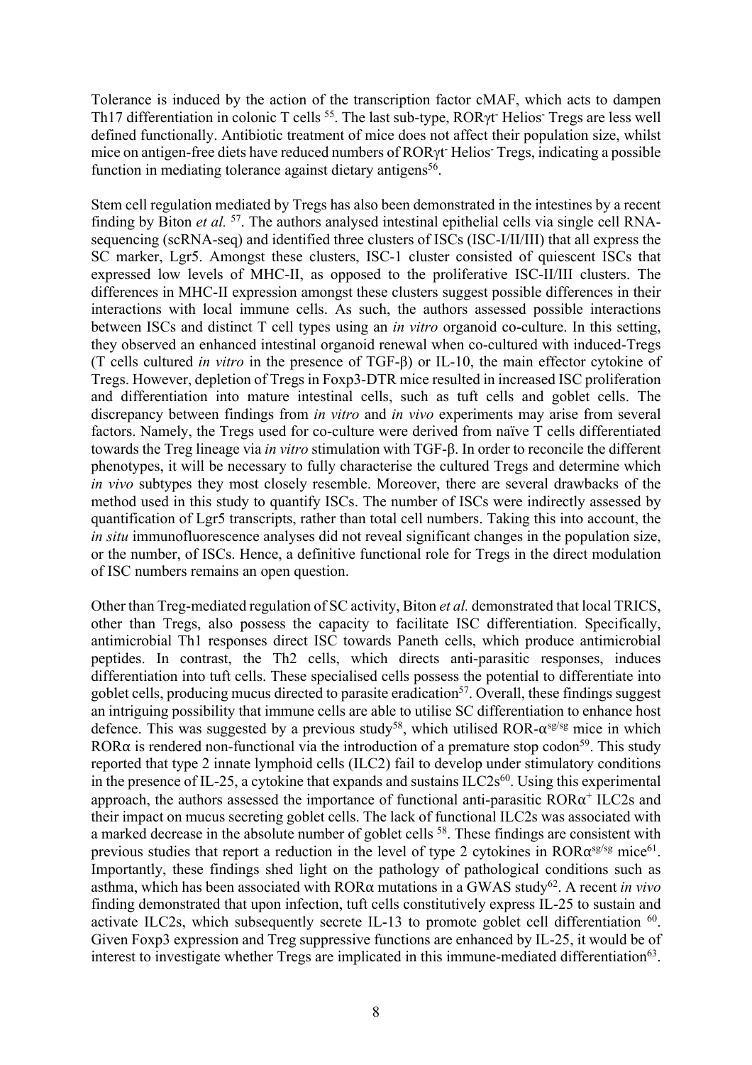Tolerance is induced by the action of the transcription factor cMAF, which acts to dampen Th17 differentiation in colonic T cells [55]. The last sub-type, RORγt$^{-}$ Helios$^{-}$ Tregs are less well defined functionally. Antibiotic treatment of mice does not affect their population size, whilst mice on antigen-free diets have reduced numbers of RORγt$^{-}$ Helios$^{-}$ Tregs, indicating a possible function in mediating tolerance against dietary antigens[56].

Stem cell regulation mediated by Tregs has also been demonstrated in the intestines by a recent finding by Biton *et al.* [57]. The authors analysed intestinal epithelial cells via single cell RNA-sequencing (scRNA-seq) and identified three clusters of ISCs (ISC-I/II/III) that all express the SC marker, Lgr5. Amongst these clusters, ISC-1 cluster consisted of quiescent ISCs that expressed low levels of MHC-II, as opposed to the proliferative ISC-II/III clusters. The differences in MHC-II expression amongst these clusters suggest possible differences in their interactions with local immune cells. As such, the authors assessed possible interactions between ISCs and distinct T cell types using an *in vitro* organoid co-culture. In this setting, they observed an enhanced intestinal organoid renewal when co-cultured with induced-Tregs (T cells cultured *in vitro* in the presence of TGF-β) or IL-10, the main effector cytokine of Tregs. However, depletion of Tregs in Foxp3-DTR mice resulted in increased ISC proliferation and differentiation into mature intestinal cells, such as tuft cells and goblet cells. The discrepancy between findings from *in vitro* and *in vivo* experiments may arise from several factors. Namely, the Tregs used for co-culture were derived from naïve T cells differentiated towards the Treg lineage via *in vitro* stimulation with TGF-β. In order to reconcile the different phenotypes, it will be necessary to fully characterise the cultured Tregs and determine which *in vivo* subtypes they most closely resemble. Moreover, there are several drawbacks of the method used in this study to quantify ISCs. The number of ISCs were indirectly assessed by quantification of Lgr5 transcripts, rather than total cell numbers. Taking this into account, the *in situ* immunofluorescence analyses did not reveal significant changes in the population size, or the number, of ISCs. Hence, a definitive functional role for Tregs in the direct modulation of ISC numbers remains an open question.

Other than Treg-mediated regulation of SC activity, Biton *et al.* demonstrated that local TRICS, other than Tregs, also possess the capacity to facilitate ISC differentiation. Specifically, antimicrobial Th1 responses direct ISC towards Paneth cells, which produce antimicrobial peptides. In contrast, the Th2 cells, which directs anti-parasitic responses, induces differentiation into tuft cells. These specialised cells possess the potential to differentiate into goblet cells, producing mucus directed to parasite eradication[57]. Overall, these findings suggest an intriguing possibility that immune cells are able to utilise SC differentiation to enhance host defence. This was suggested by a previous study[58], which utilised ROR-α$^{sg/sg}$ mice in which RORα is rendered non-functional via the introduction of a premature stop codon[59]. This study reported that type 2 innate lymphoid cells (ILC2) fail to develop under stimulatory conditions in the presence of IL-25, a cytokine that expands and sustains ILC2s[60]. Using this experimental approach, the authors assessed the importance of functional anti-parasitic RORα$^{+}$ ILC2s and their impact on mucus secreting goblet cells. The lack of functional ILC2s was associated with a marked decrease in the absolute number of goblet cells [58]. These findings are consistent with previous studies that report a reduction in the level of type 2 cytokines in RORα$^{sg/sg}$ mice[61]. Importantly, these findings shed light on the pathology of pathological conditions such as asthma, which has been associated with RORα mutations in a GWAS study[62]. A recent *in vivo* finding demonstrated that upon infection, tuft cells constitutively express IL-25 to sustain and activate ILC2s, which subsequently secrete IL-13 to promote goblet cell differentiation [60]. Given Foxp3 expression and Treg suppressive functions are enhanced by IL-25, it would be of interest to investigate whether Tregs are implicated in this immune-mediated differentiation[63].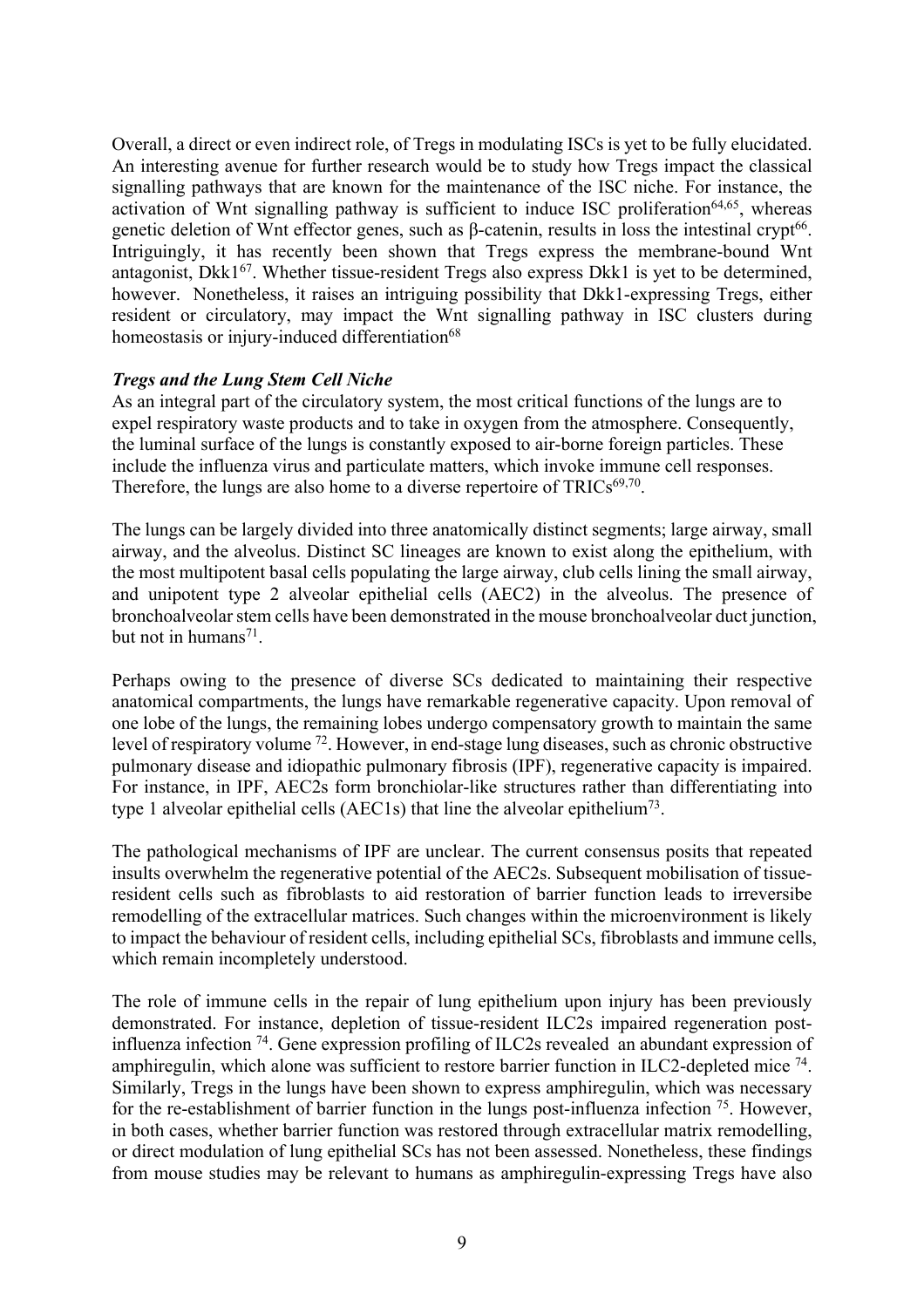Overall, a direct or even indirect role, of Tregs in modulating ISCs is yet to be fully elucidated. An interesting avenue for further research would be to study how Tregs impact the classical signalling pathways that are known for the maintenance of the ISC niche. For instance, the activation of Wnt signalling pathway is sufficient to induce ISC proliferation[64,65], whereas genetic deletion of Wnt effector genes, such as β-catenin, results in loss the intestinal crypt[66]. Intriguingly, it has recently been shown that Tregs express the membrane-bound Wnt antagonist, Dkk1[67]. Whether tissue-resident Tregs also express Dkk1 is yet to be determined, however. Nonetheless, it raises an intriguing possibility that Dkk1-expressing Tregs, either resident or circulatory, may impact the Wnt signalling pathway in ISC clusters during homeostasis or injury-induced differentiation[68]

***Tregs and the Lung Stem Cell Niche***

As an integral part of the circulatory system, the most critical functions of the lungs are to expel respiratory waste products and to take in oxygen from the atmosphere. Consequently, the luminal surface of the lungs is constantly exposed to air-borne foreign particles. These include the influenza virus and particulate matters, which invoke immune cell responses. Therefore, the lungs are also home to a diverse repertoire of TRICs[69,70].

The lungs can be largely divided into three anatomically distinct segments; large airway, small airway, and the alveolus. Distinct SC lineages are known to exist along the epithelium, with the most multipotent basal cells populating the large airway, club cells lining the small airway, and unipotent type 2 alveolar epithelial cells (AEC2) in the alveolus. The presence of bronchoalveolar stem cells have been demonstrated in the mouse bronchoalveolar duct junction, but not in humans[71].

Perhaps owing to the presence of diverse SCs dedicated to maintaining their respective anatomical compartments, the lungs have remarkable regenerative capacity. Upon removal of one lobe of the lungs, the remaining lobes undergo compensatory growth to maintain the same level of respiratory volume [72]. However, in end-stage lung diseases, such as chronic obstructive pulmonary disease and idiopathic pulmonary fibrosis (IPF), regenerative capacity is impaired. For instance, in IPF, AEC2s form bronchiolar-like structures rather than differentiating into type 1 alveolar epithelial cells (AEC1s) that line the alveolar epithelium[73].

The pathological mechanisms of IPF are unclear. The current consensus posits that repeated insults overwhelm the regenerative potential of the AEC2s. Subsequent mobilisation of tissue-resident cells such as fibroblasts to aid restoration of barrier function leads to irreversibe remodelling of the extracellular matrices. Such changes within the microenvironment is likely to impact the behaviour of resident cells, including epithelial SCs, fibroblasts and immune cells, which remain incompletely understood.

The role of immune cells in the repair of lung epithelium upon injury has been previously demonstrated. For instance, depletion of tissue-resident ILC2s impaired regeneration post-influenza infection [74]. Gene expression profiling of ILC2s revealed an abundant expression of amphiregulin, which alone was sufficient to restore barrier function in ILC2-depleted mice [74]. Similarly, Tregs in the lungs have been shown to express amphiregulin, which was necessary for the re-establishment of barrier function in the lungs post-influenza infection [75]. However, in both cases, whether barrier function was restored through extracellular matrix remodelling, or direct modulation of lung epithelial SCs has not been assessed. Nonetheless, these findings from mouse studies may be relevant to humans as amphiregulin-expressing Tregs have also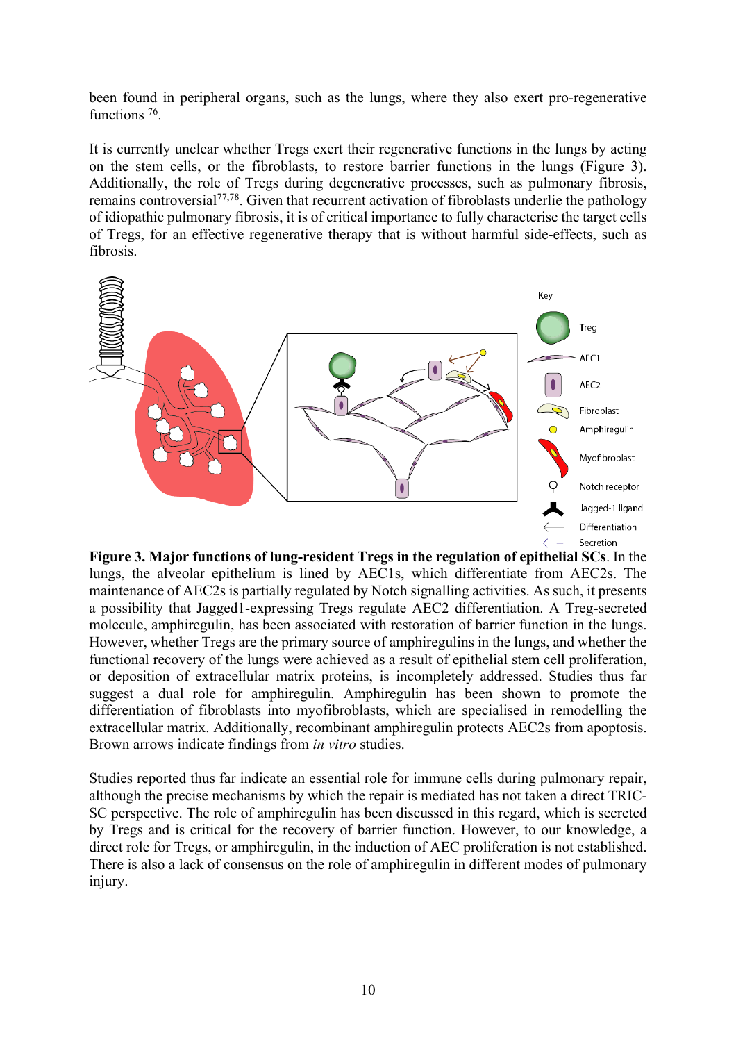been found in peripheral organs, such as the lungs, where they also exert pro-regenerative functions [76].

It is currently unclear whether Tregs exert their regenerative functions in the lungs by acting on the stem cells, or the fibroblasts, to restore barrier functions in the lungs (Figure 3). Additionally, the role of Tregs during degenerative processes, such as pulmonary fibrosis, remains controversial[77,78]. Given that recurrent activation of fibroblasts underlie the pathology of idiopathic pulmonary fibrosis, it is of critical importance to fully characterise the target cells of Tregs, for an effective regenerative therapy that is without harmful side-effects, such as fibrosis.

**Figure 3. Major functions of lung-resident Tregs in the regulation of epithelial SCs**. In the lungs, the alveolar epithelium is lined by AEC1s, which differentiate from AEC2s. The maintenance of AEC2s is partially regulated by Notch signalling activities. As such, it presents a possibility that Jagged1-expressing Tregs regulate AEC2 differentiation. A Treg-secreted molecule, amphiregulin, has been associated with restoration of barrier function in the lungs. However, whether Tregs are the primary source of amphiregulins in the lungs, and whether the functional recovery of the lungs were achieved as a result of epithelial stem cell proliferation, or deposition of extracellular matrix proteins, is incompletely addressed. Studies thus far suggest a dual role for amphiregulin. Amphiregulin has been shown to promote the differentiation of fibroblasts into myofibroblasts, which are specialised in remodelling the extracellular matrix. Additionally, recombinant amphiregulin protects AEC2s from apoptosis. Brown arrows indicate findings from *in vitro* studies.

Studies reported thus far indicate an essential role for immune cells during pulmonary repair, although the precise mechanisms by which the repair is mediated has not taken a direct TRIC-SC perspective. The role of amphiregulin has been discussed in this regard, which is secreted by Tregs and is critical for the recovery of barrier function. However, to our knowledge, a direct role for Tregs, or amphiregulin, in the induction of AEC proliferation is not established. There is also a lack of consensus on the role of amphiregulin in different modes of pulmonary injury.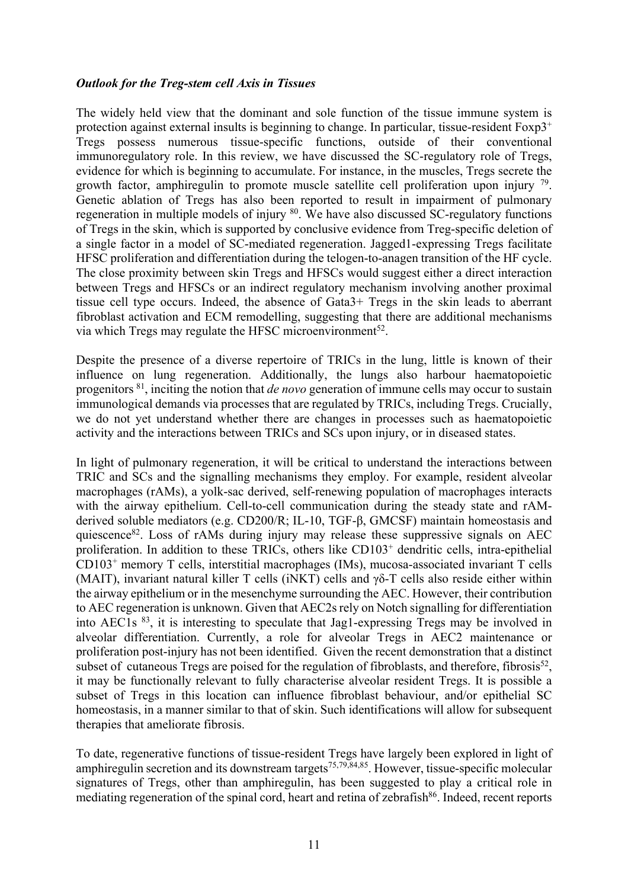### ***Outlook for the Treg-stem cell Axis in Tissues***

The widely held view that the dominant and sole function of the tissue immune system is protection against external insults is beginning to change. In particular, tissue-resident Foxp3$^+$ Tregs possess numerous tissue-specific functions, outside of their conventional immunoregulatory role. In this review, we have discussed the SC-regulatory role of Tregs, evidence for which is beginning to accumulate. For instance, in the muscles, Tregs secrete the growth factor, amphiregulin to promote muscle satellite cell proliferation upon injury [79]. Genetic ablation of Tregs has also been reported to result in impairment of pulmonary regeneration in multiple models of injury [80]. We have also discussed SC-regulatory functions of Tregs in the skin, which is supported by conclusive evidence from Treg-specific deletion of a single factor in a model of SC-mediated regeneration. Jagged1-expressing Tregs facilitate HFSC proliferation and differentiation during the telogen-to-anagen transition of the HF cycle. The close proximity between skin Tregs and HFSCs would suggest either a direct interaction between Tregs and HFSCs or an indirect regulatory mechanism involving another proximal tissue cell type occurs. Indeed, the absence of Gata3+ Tregs in the skin leads to aberrant fibroblast activation and ECM remodelling, suggesting that there are additional mechanisms via which Tregs may regulate the HFSC microenvironment[52].

Despite the presence of a diverse repertoire of TRICs in the lung, little is known of their influence on lung regeneration. Additionally, the lungs also harbour haematopoietic progenitors [81], inciting the notion that *de novo* generation of immune cells may occur to sustain immunological demands via processes that are regulated by TRICs, including Tregs. Crucially, we do not yet understand whether there are changes in processes such as haematopoietic activity and the interactions between TRICs and SCs upon injury, or in diseased states.

In light of pulmonary regeneration, it will be critical to understand the interactions between TRIC and SCs and the signalling mechanisms they employ. For example, resident alveolar macrophages (rAMs), a yolk-sac derived, self-renewing population of macrophages interacts with the airway epithelium. Cell-to-cell communication during the steady state and rAM-derived soluble mediators (e.g. CD200/R; IL-10, TGF-β, GMCSF) maintain homeostasis and quiescence[82]. Loss of rAMs during injury may release these suppressive signals on AEC proliferation. In addition to these TRICs, others like CD103$^+$ dendritic cells, intra-epithelial CD103$^+$ memory T cells, interstitial macrophages (IMs), mucosa-associated invariant T cells (MAIT), invariant natural killer T cells (iNKT) cells and γδ-T cells also reside either within the airway epithelium or in the mesenchyme surrounding the AEC. However, their contribution to AEC regeneration is unknown. Given that AEC2s rely on Notch signalling for differentiation into AEC1s [83], it is interesting to speculate that Jag1-expressing Tregs may be involved in alveolar differentiation. Currently, a role for alveolar Tregs in AEC2 maintenance or proliferation post-injury has not been identified. Given the recent demonstration that a distinct subset of cutaneous Tregs are poised for the regulation of fibroblasts, and therefore, fibrosis[52], it may be functionally relevant to fully characterise alveolar resident Tregs. It is possible a subset of Tregs in this location can influence fibroblast behaviour, and/or epithelial SC homeostasis, in a manner similar to that of skin. Such identifications will allow for subsequent therapies that ameliorate fibrosis.

To date, regenerative functions of tissue-resident Tregs have largely been explored in light of amphiregulin secretion and its downstream targets[75,79,84,85]. However, tissue-specific molecular signatures of Tregs, other than amphiregulin, has been suggested to play a critical role in mediating regeneration of the spinal cord, heart and retina of zebrafish[86]. Indeed, recent reports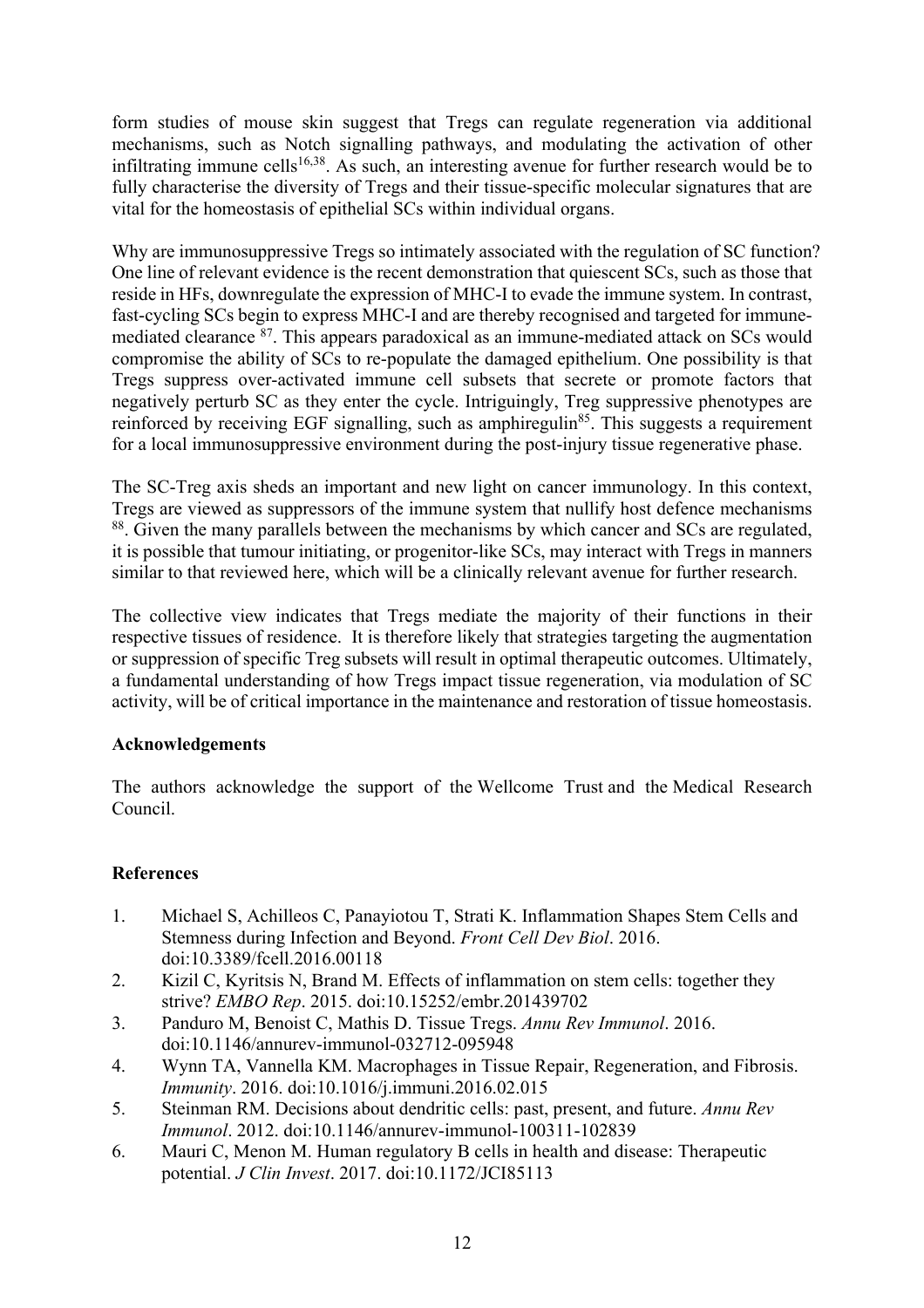form studies of mouse skin suggest that Tregs can regulate regeneration via additional mechanisms, such as Notch signalling pathways, and modulating the activation of other infiltrating immune cells[16,38]. As such, an interesting avenue for further research would be to fully characterise the diversity of Tregs and their tissue-specific molecular signatures that are vital for the homeostasis of epithelial SCs within individual organs.

Why are immunosuppressive Tregs so intimately associated with the regulation of SC function? One line of relevant evidence is the recent demonstration that quiescent SCs, such as those that reside in HFs, downregulate the expression of MHC-I to evade the immune system. In contrast, fast-cycling SCs begin to express MHC-I and are thereby recognised and targeted for immune-mediated clearance [87]. This appears paradoxical as an immune-mediated attack on SCs would compromise the ability of SCs to re-populate the damaged epithelium. One possibility is that Tregs suppress over-activated immune cell subsets that secrete or promote factors that negatively perturb SC as they enter the cycle. Intriguingly, Treg suppressive phenotypes are reinforced by receiving EGF signalling, such as amphiregulin[85]. This suggests a requirement for a local immunosuppressive environment during the post-injury tissue regenerative phase.

The SC-Treg axis sheds an important and new light on cancer immunology. In this context, Tregs are viewed as suppressors of the immune system that nullify host defence mechanisms [88]. Given the many parallels between the mechanisms by which cancer and SCs are regulated, it is possible that tumour initiating, or progenitor-like SCs, may interact with Tregs in manners similar to that reviewed here, which will be a clinically relevant avenue for further research.

The collective view indicates that Tregs mediate the majority of their functions in their respective tissues of residence. It is therefore likely that strategies targeting the augmentation or suppression of specific Treg subsets will result in optimal therapeutic outcomes. Ultimately, a fundamental understanding of how Tregs impact tissue regeneration, via modulation of SC activity, will be of critical importance in the maintenance and restoration of tissue homeostasis.

**Acknowledgements**

The authors acknowledge the support of the Wellcome Trust and the Medical Research Council.

**References**

1. Michael S, Achilleos C, Panayiotou T, Strati K. Inflammation Shapes Stem Cells and Stemness during Infection and Beyond. *Front Cell Dev Biol*. 2016. doi:10.3389/fcell.2016.00118
2. Kizil C, Kyritsis N, Brand M. Effects of inflammation on stem cells: together they strive? *EMBO Rep*. 2015. doi:10.15252/embr.201439702
3. Panduro M, Benoist C, Mathis D. Tissue Tregs. *Annu Rev Immunol*. 2016. doi:10.1146/annurev-immunol-032712-095948
4. Wynn TA, Vannella KM. Macrophages in Tissue Repair, Regeneration, and Fibrosis. *Immunity*. 2016. doi:10.1016/j.immuni.2016.02.015
5. Steinman RM. Decisions about dendritic cells: past, present, and future. *Annu Rev Immunol*. 2012. doi:10.1146/annurev-immunol-100311-102839
6. Mauri C, Menon M. Human regulatory B cells in health and disease: Therapeutic potential. *J Clin Invest*. 2017. doi:10.1172/JCI85113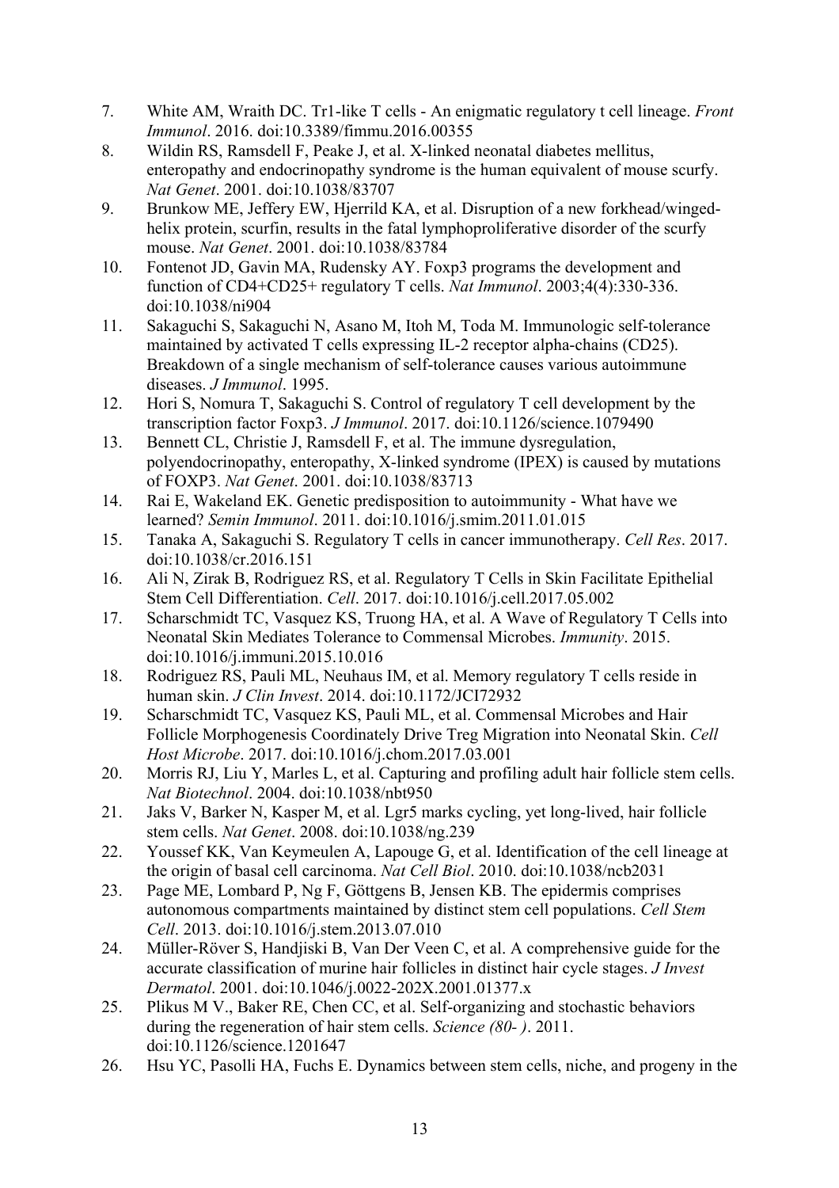7. White AM, Wraith DC. Tr1-like T cells - An enigmatic regulatory t cell lineage. *Front Immunol*. 2016. doi:10.3389/fimmu.2016.00355
8. Wildin RS, Ramsdell F, Peake J, et al. X-linked neonatal diabetes mellitus, enteropathy and endocrinopathy syndrome is the human equivalent of mouse scurfy. *Nat Genet*. 2001. doi:10.1038/83707
9. Brunkow ME, Jeffery EW, Hjerrild KA, et al. Disruption of a new forkhead/winged-helix protein, scurfin, results in the fatal lymphoproliferative disorder of the scurfy mouse. *Nat Genet*. 2001. doi:10.1038/83784
10. Fontenot JD, Gavin MA, Rudensky AY. Foxp3 programs the development and function of CD4+CD25+ regulatory T cells. *Nat Immunol*. 2003;4(4):330-336. doi:10.1038/ni904
11. Sakaguchi S, Sakaguchi N, Asano M, Itoh M, Toda M. Immunologic self-tolerance maintained by activated T cells expressing IL-2 receptor alpha-chains (CD25). Breakdown of a single mechanism of self-tolerance causes various autoimmune diseases. *J Immunol*. 1995.
12. Hori S, Nomura T, Sakaguchi S. Control of regulatory T cell development by the transcription factor Foxp3. *J Immunol*. 2017. doi:10.1126/science.1079490
13. Bennett CL, Christie J, Ramsdell F, et al. The immune dysregulation, polyendocrinopathy, enteropathy, X-linked syndrome (IPEX) is caused by mutations of FOXP3. *Nat Genet*. 2001. doi:10.1038/83713
14. Rai E, Wakeland EK. Genetic predisposition to autoimmunity - What have we learned? *Semin Immunol*. 2011. doi:10.1016/j.smim.2011.01.015
15. Tanaka A, Sakaguchi S. Regulatory T cells in cancer immunotherapy. *Cell Res*. 2017. doi:10.1038/cr.2016.151
16. Ali N, Zirak B, Rodriguez RS, et al. Regulatory T Cells in Skin Facilitate Epithelial Stem Cell Differentiation. *Cell*. 2017. doi:10.1016/j.cell.2017.05.002
17. Scharschmidt TC, Vasquez KS, Truong HA, et al. A Wave of Regulatory T Cells into Neonatal Skin Mediates Tolerance to Commensal Microbes. *Immunity*. 2015. doi:10.1016/j.immuni.2015.10.016
18. Rodriguez RS, Pauli ML, Neuhaus IM, et al. Memory regulatory T cells reside in human skin. *J Clin Invest*. 2014. doi:10.1172/JCI72932
19. Scharschmidt TC, Vasquez KS, Pauli ML, et al. Commensal Microbes and Hair Follicle Morphogenesis Coordinately Drive Treg Migration into Neonatal Skin. *Cell Host Microbe*. 2017. doi:10.1016/j.chom.2017.03.001
20. Morris RJ, Liu Y, Marles L, et al. Capturing and profiling adult hair follicle stem cells. *Nat Biotechnol*. 2004. doi:10.1038/nbt950
21. Jaks V, Barker N, Kasper M, et al. Lgr5 marks cycling, yet long-lived, hair follicle stem cells. *Nat Genet*. 2008. doi:10.1038/ng.239
22. Youssef KK, Van Keymeulen A, Lapouge G, et al. Identification of the cell lineage at the origin of basal cell carcinoma. *Nat Cell Biol*. 2010. doi:10.1038/ncb2031
23. Page ME, Lombard P, Ng F, Göttgens B, Jensen KB. The epidermis comprises autonomous compartments maintained by distinct stem cell populations. *Cell Stem Cell*. 2013. doi:10.1016/j.stem.2013.07.010
24. Müller-Röver S, Handjiski B, Van Der Veen C, et al. A comprehensive guide for the accurate classification of murine hair follicles in distinct hair cycle stages. *J Invest Dermatol*. 2001. doi:10.1046/j.0022-202X.2001.01377.x
25. Plikus M V., Baker RE, Chen CC, et al. Self-organizing and stochastic behaviors during the regeneration of hair stem cells. *Science (80- )*. 2011. doi:10.1126/science.1201647
26. Hsu YC, Pasolli HA, Fuchs E. Dynamics between stem cells, niche, and progeny in the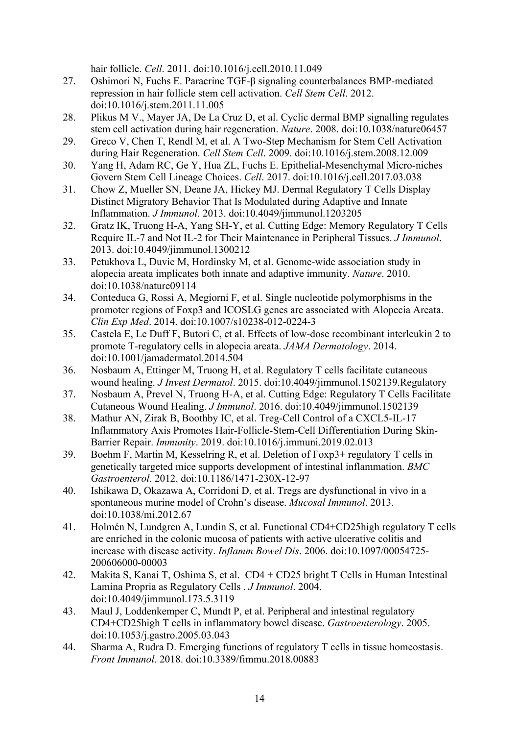hair follicle. *Cell*. 2011. doi:10.1016/j.cell.2010.11.049

27. Oshimori N, Fuchs E. Paracrine TGF-β signaling counterbalances BMP-mediated repression in hair follicle stem cell activation. *Cell Stem Cell*. 2012. doi:10.1016/j.stem.2011.11.005
28. Plikus M V., Mayer JA, De La Cruz D, et al. Cyclic dermal BMP signalling regulates stem cell activation during hair regeneration. *Nature*. 2008. doi:10.1038/nature06457
29. Greco V, Chen T, Rendl M, et al. A Two-Step Mechanism for Stem Cell Activation during Hair Regeneration. *Cell Stem Cell*. 2009. doi:10.1016/j.stem.2008.12.009
30. Yang H, Adam RC, Ge Y, Hua ZL, Fuchs E. Epithelial-Mesenchymal Micro-niches Govern Stem Cell Lineage Choices. *Cell*. 2017. doi:10.1016/j.cell.2017.03.038
31. Chow Z, Mueller SN, Deane JA, Hickey MJ. Dermal Regulatory T Cells Display Distinct Migratory Behavior That Is Modulated during Adaptive and Innate Inflammation. *J Immunol*. 2013. doi:10.4049/jimmunol.1203205
32. Gratz IK, Truong H-A, Yang SH-Y, et al. Cutting Edge: Memory Regulatory T Cells Require IL-7 and Not IL-2 for Their Maintenance in Peripheral Tissues. *J Immunol*. 2013. doi:10.4049/jimmunol.1300212
33. Petukhova L, Duvic M, Hordinsky M, et al. Genome-wide association study in alopecia areata implicates both innate and adaptive immunity. *Nature*. 2010. doi:10.1038/nature09114
34. Conteduca G, Rossi A, Megiorni F, et al. Single nucleotide polymorphisms in the promoter regions of Foxp3 and ICOSLG genes are associated with Alopecia Areata. *Clin Exp Med*. 2014. doi:10.1007/s10238-012-0224-3
35. Castela E, Le Duff F, Butori C, et al. Effects of low-dose recombinant interleukin 2 to promote T-regulatory cells in alopecia areata. *JAMA Dermatology*. 2014. doi:10.1001/jamadermatol.2014.504
36. Nosbaum A, Ettinger M, Truong H, et al. Regulatory T cells facilitate cutaneous wound healing. *J Invest Dermatol*. 2015. doi:10.4049/jimmunol.1502139.Regulatory
37. Nosbaum A, Prevel N, Truong H-A, et al. Cutting Edge: Regulatory T Cells Facilitate Cutaneous Wound Healing. *J Immunol*. 2016. doi:10.4049/jimmunol.1502139
38. Mathur AN, Zirak B, Boothby IC, et al. Treg-Cell Control of a CXCL5-IL-17 Inflammatory Axis Promotes Hair-Follicle-Stem-Cell Differentiation During Skin-Barrier Repair. *Immunity*. 2019. doi:10.1016/j.immuni.2019.02.013
39. Boehm F, Martin M, Kesselring R, et al. Deletion of Foxp3+ regulatory T cells in genetically targeted mice supports development of intestinal inflammation. *BMC Gastroenterol*. 2012. doi:10.1186/1471-230X-12-97
40. Ishikawa D, Okazawa A, Corridoni D, et al. Tregs are dysfunctional in vivo in a spontaneous murine model of Crohn's disease. *Mucosal Immunol*. 2013. doi:10.1038/mi.2012.67
41. Holmén N, Lundgren A, Lundin S, et al. Functional CD4+CD25high regulatory T cells are enriched in the colonic mucosa of patients with active ulcerative colitis and increase with disease activity. *Inflamm Bowel Dis*. 2006. doi:10.1097/00054725-200606000-00003
42. Makita S, Kanai T, Oshima S, et al. CD4 + CD25 bright T Cells in Human Intestinal Lamina Propria as Regulatory Cells . *J Immunol*. 2004. doi:10.4049/jimmunol.173.5.3119
43. Maul J, Loddenkemper C, Mundt P, et al. Peripheral and intestinal regulatory CD4+CD25high T cells in inflammatory bowel disease. *Gastroenterology*. 2005. doi:10.1053/j.gastro.2005.03.043
44. Sharma A, Rudra D. Emerging functions of regulatory T cells in tissue homeostasis. *Front Immunol*. 2018. doi:10.3389/fimmu.2018.00883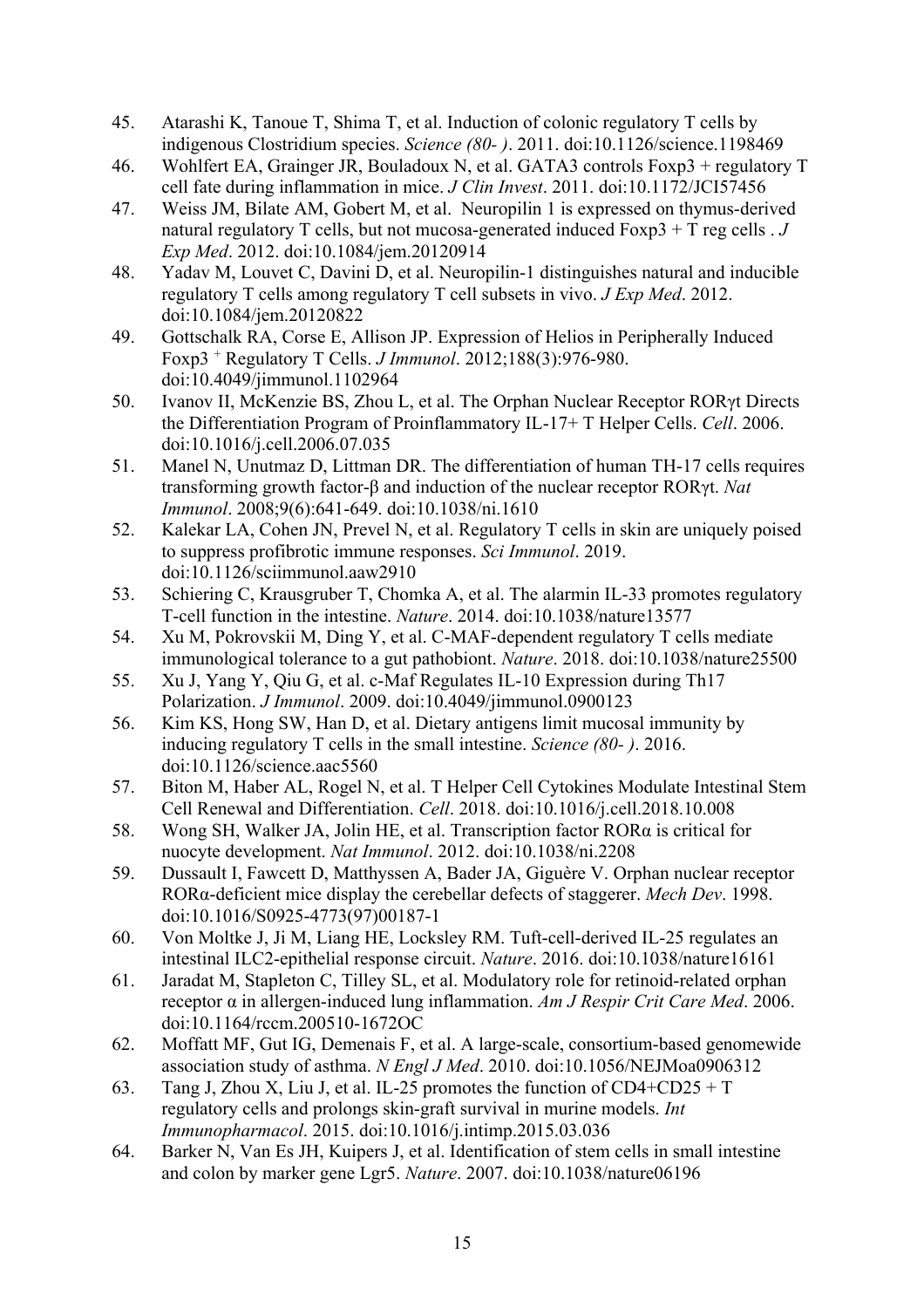45. Atarashi K, Tanoue T, Shima T, et al. Induction of colonic regulatory T cells by indigenous Clostridium species. *Science (80- )*. 2011. doi:10.1126/science.1198469
46. Wohlfert EA, Grainger JR, Bouladoux N, et al. GATA3 controls Foxp3 + regulatory T cell fate during inflammation in mice. *J Clin Invest*. 2011. doi:10.1172/JCI57456
47. Weiss JM, Bilate AM, Gobert M, et al. Neuropilin 1 is expressed on thymus-derived natural regulatory T cells, but not mucosa-generated induced Foxp3 + T reg cells . *J Exp Med*. 2012. doi:10.1084/jem.20120914
48. Yadav M, Louvet C, Davini D, et al. Neuropilin-1 distinguishes natural and inducible regulatory T cells among regulatory T cell subsets in vivo. *J Exp Med*. 2012. doi:10.1084/jem.20120822
49. Gottschalk RA, Corse E, Allison JP. Expression of Helios in Peripherally Induced Foxp3 $^{+}$ Regulatory T Cells. *J Immunol*. 2012;188(3):976-980. doi:10.4049/jimmunol.1102964
50. Ivanov II, McKenzie BS, Zhou L, et al. The Orphan Nuclear Receptor RORγt Directs the Differentiation Program of Proinflammatory IL-17+ T Helper Cells. *Cell*. 2006. doi:10.1016/j.cell.2006.07.035
51. Manel N, Unutmaz D, Littman DR. The differentiation of human TH-17 cells requires transforming growth factor-β and induction of the nuclear receptor RORγt. *Nat Immunol*. 2008;9(6):641-649. doi:10.1038/ni.1610
52. Kalekar LA, Cohen JN, Prevel N, et al. Regulatory T cells in skin are uniquely poised to suppress profibrotic immune responses. *Sci Immunol*. 2019. doi:10.1126/sciimmunol.aaw2910
53. Schiering C, Krausgruber T, Chomka A, et al. The alarmin IL-33 promotes regulatory T-cell function in the intestine. *Nature*. 2014. doi:10.1038/nature13577
54. Xu M, Pokrovskii M, Ding Y, et al. C-MAF-dependent regulatory T cells mediate immunological tolerance to a gut pathobiont. *Nature*. 2018. doi:10.1038/nature25500
55. Xu J, Yang Y, Qiu G, et al. c-Maf Regulates IL-10 Expression during Th17 Polarization. *J Immunol*. 2009. doi:10.4049/jimmunol.0900123
56. Kim KS, Hong SW, Han D, et al. Dietary antigens limit mucosal immunity by inducing regulatory T cells in the small intestine. *Science (80- )*. 2016. doi:10.1126/science.aac5560
57. Biton M, Haber AL, Rogel N, et al. T Helper Cell Cytokines Modulate Intestinal Stem Cell Renewal and Differentiation. *Cell*. 2018. doi:10.1016/j.cell.2018.10.008
58. Wong SH, Walker JA, Jolin HE, et al. Transcription factor RORα is critical for nuocyte development. *Nat Immunol*. 2012. doi:10.1038/ni.2208
59. Dussault I, Fawcett D, Matthyssen A, Bader JA, Giguère V. Orphan nuclear receptor RORα-deficient mice display the cerebellar defects of staggerer. *Mech Dev*. 1998. doi:10.1016/S0925-4773(97)00187-1
60. Von Moltke J, Ji M, Liang HE, Locksley RM. Tuft-cell-derived IL-25 regulates an intestinal ILC2-epithelial response circuit. *Nature*. 2016. doi:10.1038/nature16161
61. Jaradat M, Stapleton C, Tilley SL, et al. Modulatory role for retinoid-related orphan receptor α in allergen-induced lung inflammation. *Am J Respir Crit Care Med*. 2006. doi:10.1164/rccm.200510-1672OC
62. Moffatt MF, Gut IG, Demenais F, et al. A large-scale, consortium-based genomewide association study of asthma. *N Engl J Med*. 2010. doi:10.1056/NEJMoa0906312
63. Tang J, Zhou X, Liu J, et al. IL-25 promotes the function of CD4+CD25 + T regulatory cells and prolongs skin-graft survival in murine models. *Int Immunopharmacol*. 2015. doi:10.1016/j.intimp.2015.03.036
64. Barker N, Van Es JH, Kuipers J, et al. Identification of stem cells in small intestine and colon by marker gene Lgr5. *Nature*. 2007. doi:10.1038/nature06196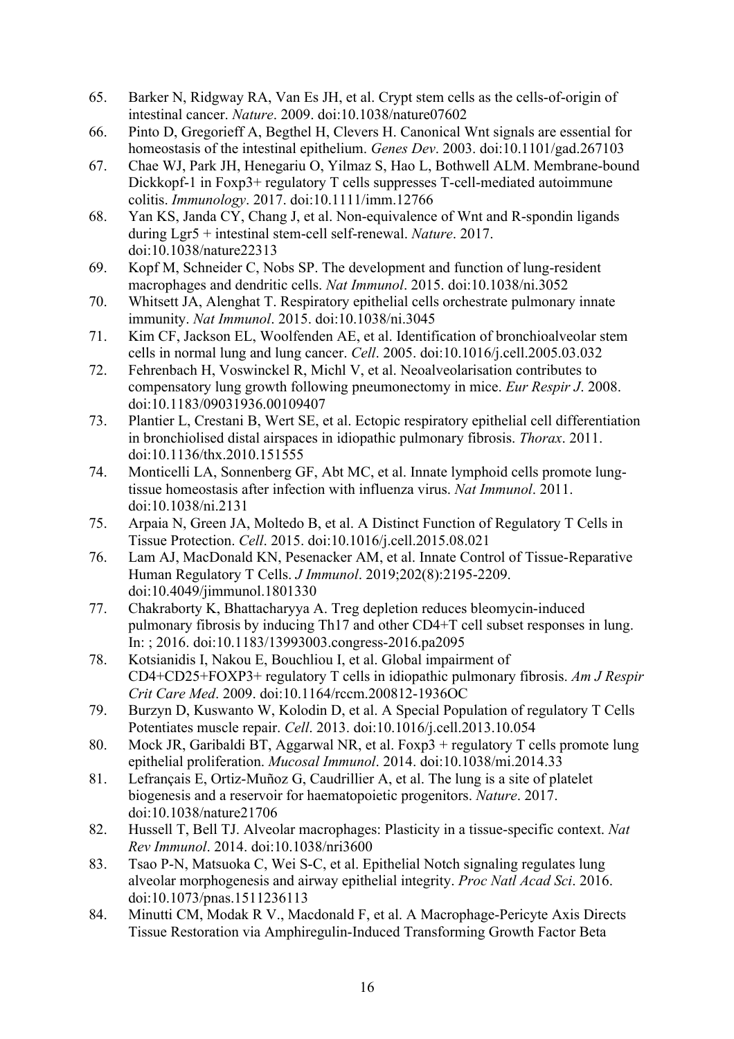65. Barker N, Ridgway RA, Van Es JH, et al. Crypt stem cells as the cells-of-origin of intestinal cancer. *Nature*. 2009. doi:10.1038/nature07602
66. Pinto D, Gregorieff A, Begthel H, Clevers H. Canonical Wnt signals are essential for homeostasis of the intestinal epithelium. *Genes Dev*. 2003. doi:10.1101/gad.267103
67. Chae WJ, Park JH, Henegariu O, Yilmaz S, Hao L, Bothwell ALM. Membrane-bound Dickkopf-1 in Foxp3+ regulatory T cells suppresses T-cell-mediated autoimmune colitis. *Immunology*. 2017. doi:10.1111/imm.12766
68. Yan KS, Janda CY, Chang J, et al. Non-equivalence of Wnt and R-spondin ligands during Lgr5 + intestinal stem-cell self-renewal. *Nature*. 2017. doi:10.1038/nature22313
69. Kopf M, Schneider C, Nobs SP. The development and function of lung-resident macrophages and dendritic cells. *Nat Immunol*. 2015. doi:10.1038/ni.3052
70. Whitsett JA, Alenghat T. Respiratory epithelial cells orchestrate pulmonary innate immunity. *Nat Immunol*. 2015. doi:10.1038/ni.3045
71. Kim CF, Jackson EL, Woolfenden AE, et al. Identification of bronchioalveolar stem cells in normal lung and lung cancer. *Cell*. 2005. doi:10.1016/j.cell.2005.03.032
72. Fehrenbach H, Voswinckel R, Michl V, et al. Neoalveolarisation contributes to compensatory lung growth following pneumonectomy in mice. *Eur Respir J*. 2008. doi:10.1183/09031936.00109407
73. Plantier L, Crestani B, Wert SE, et al. Ectopic respiratory epithelial cell differentiation in bronchiolised distal airspaces in idiopathic pulmonary fibrosis. *Thorax*. 2011. doi:10.1136/thx.2010.151555
74. Monticelli LA, Sonnenberg GF, Abt MC, et al. Innate lymphoid cells promote lung-tissue homeostasis after infection with influenza virus. *Nat Immunol*. 2011. doi:10.1038/ni.2131
75. Arpaia N, Green JA, Moltedo B, et al. A Distinct Function of Regulatory T Cells in Tissue Protection. *Cell*. 2015. doi:10.1016/j.cell.2015.08.021
76. Lam AJ, MacDonald KN, Pesenacker AM, et al. Innate Control of Tissue-Reparative Human Regulatory T Cells. *J Immunol*. 2019;202(8):2195-2209. doi:10.4049/jimmunol.1801330
77. Chakraborty K, Bhattacharyya A. Treg depletion reduces bleomycin-induced pulmonary fibrosis by inducing Th17 and other CD4+T cell subset responses in lung. In: ; 2016. doi:10.1183/13993003.congress-2016.pa2095
78. Kotsianidis I, Nakou E, Bouchliou I, et al. Global impairment of CD4+CD25+FOXP3+ regulatory T cells in idiopathic pulmonary fibrosis. *Am J Respir Crit Care Med*. 2009. doi:10.1164/rccm.200812-1936OC
79. Burzyn D, Kuswanto W, Kolodin D, et al. A Special Population of regulatory T Cells Potentiates muscle repair. *Cell*. 2013. doi:10.1016/j.cell.2013.10.054
80. Mock JR, Garibaldi BT, Aggarwal NR, et al. Foxp3 + regulatory T cells promote lung epithelial proliferation. *Mucosal Immunol*. 2014. doi:10.1038/mi.2014.33
81. Lefrançais E, Ortiz-Muñoz G, Caudrillier A, et al. The lung is a site of platelet biogenesis and a reservoir for haematopoietic progenitors. *Nature*. 2017. doi:10.1038/nature21706
82. Hussell T, Bell TJ. Alveolar macrophages: Plasticity in a tissue-specific context. *Nat Rev Immunol*. 2014. doi:10.1038/nri3600
83. Tsao P-N, Matsuoka C, Wei S-C, et al. Epithelial Notch signaling regulates lung alveolar morphogenesis and airway epithelial integrity. *Proc Natl Acad Sci*. 2016. doi:10.1073/pnas.1511236113
84. Minutti CM, Modak R V., Macdonald F, et al. A Macrophage-Pericyte Axis Directs Tissue Restoration via Amphiregulin-Induced Transforming Growth Factor Beta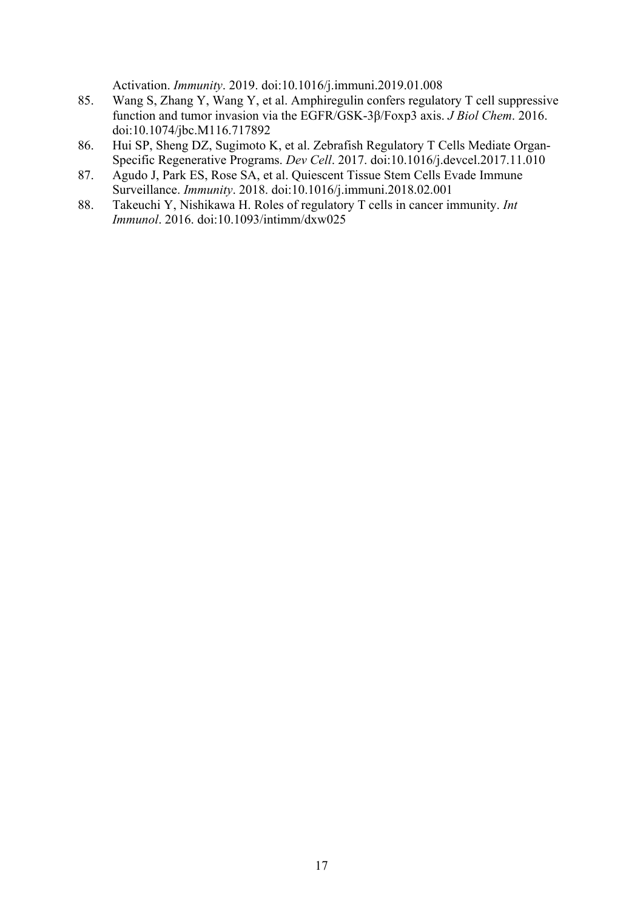Activation. *Immunity*. 2019. doi:10.1016/j.immuni.2019.01.008

85. Wang S, Zhang Y, Wang Y, et al. Amphiregulin confers regulatory T cell suppressive function and tumor invasion via the EGFR/GSK-3β/Foxp3 axis. *J Biol Chem*. 2016. doi:10.1074/jbc.M116.717892
86. Hui SP, Sheng DZ, Sugimoto K, et al. Zebrafish Regulatory T Cells Mediate Organ-Specific Regenerative Programs. *Dev Cell*. 2017. doi:10.1016/j.devcel.2017.11.010
87. Agudo J, Park ES, Rose SA, et al. Quiescent Tissue Stem Cells Evade Immune Surveillance. *Immunity*. 2018. doi:10.1016/j.immuni.2018.02.001
88. Takeuchi Y, Nishikawa H. Roles of regulatory T cells in cancer immunity. *Int Immunol*. 2016. doi:10.1093/intimm/dxw025